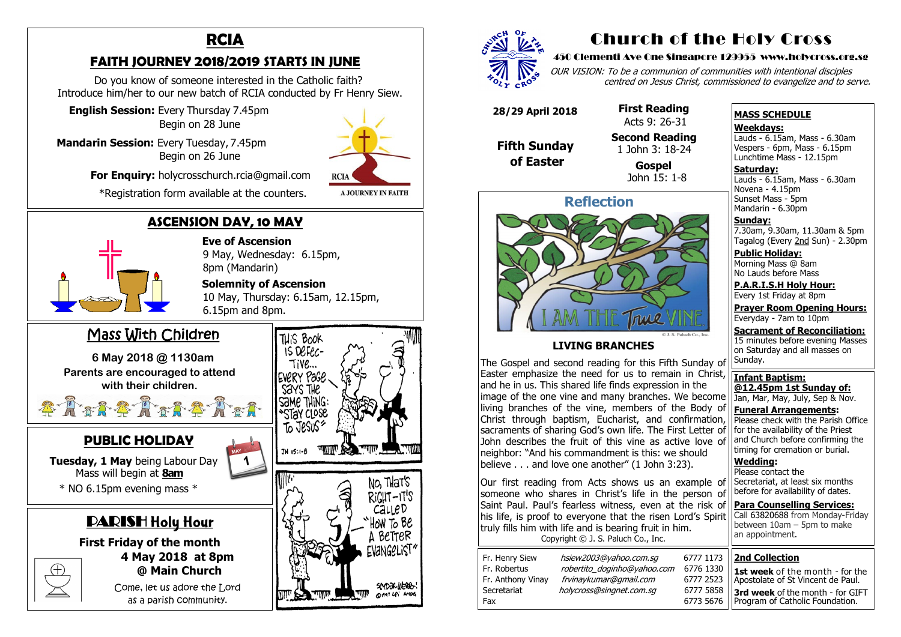# RCIA

## FAITH JOURNEY 2018/2019 STARTS IN JUNE

Do you know of someone interested in the Catholic faith? Introduce him/her to our new batch of RCIA conducted by Fr Henry Siew.

**English Session:** Every Thursday 7.45pm
Begin on 28 June

**Mandarin Session:** Every Tuesday, 7.45pm
Begin on 26 June

**For Enquiry:** holycrosschurch.rcia@gmail.com

*Registration form available at the counters.

RCIA
A JOURNEY IN FAITH

## ASCENSION DAY, 10 MAY

**Eve of Ascension**
9 May, Wednesday: 6.15pm, 8pm (Mandarin)

**Solemnity of Ascension**
10 May, Thursday: 6.15am, 12.15pm, 6.15pm and 8pm.

## Mass With Children

**6 May 2018 @ 1130am**
**Parents are encouraged to attend with their children.**

## PUBLIC HOLIDAY

**Tuesday, 1 May** being Labour Day Mass will begin at **8am**

* NO 6.15pm evening mass *

## PARISH Holy Hour

**First Friday of the month**
**4 May 2018 at 8pm**
**@ Main Church**

Come, let us adore the Lord as a parish community.

# Church of the Holy Cross

**450 Clementi Ave One Singapore 129955 www.holycross.org.sg**

*OUR VISION: To be a communion of communities with intentional disciples centred on Jesus Christ, commissioned to evangelize and to serve.*

**28/29 April 2018**

**Fifth Sunday of Easter**

**First Reading**
Acts 9: 26-31

**Second Reading**
1 John 3: 18-24

**Gospel**
John 15: 1-8

## Reflection

### LIVING BRANCHES

The Gospel and second reading for this Fifth Sunday of Easter emphasize the need for us to remain in Christ, and he in us. This shared life finds expression in the image of the one vine and many branches. We become living branches of the vine, members of the Body of Christ through baptism, Eucharist, and confirmation, sacraments of sharing God's own life. The First Letter of John describes the fruit of this vine as active love of neighbor: "And his commandment is this: we should believe . . . and love one another" (1 John 3:23).

Our first reading from Acts shows us an example of someone who shares in Christ's life in the person of Saint Paul. Paul's fearless witness, even at the risk of his life, is proof to everyone that the risen Lord's Spirit truly fills him with life and is bearing fruit in him.

Copyright © J. S. Paluch Co., Inc.

| | | |
|---|---|---|
| Fr. Henry Siew | *hsiew2003@yahoo.com.sg* | 6777 1173 |
| Fr. Robertus | *robertito_doginho@yahoo.com* | 6776 1330 |
| Fr. Anthony Vinay | *frvinaykumar@gmail.com* | 6777 2523 |
| Secretariat | *holycross@singnet.com.sg* | 6777 5858 |
| Fax | | 6773 5676 |

**MASS SCHEDULE**

**Weekdays:**
Lauds - 6.15am, Mass - 6.30am
Vespers - 6pm, Mass - 6.15pm
Lunchtime Mass - 12.15pm

**Saturday:**
Lauds - 6.15am, Mass - 6.30am
Novena - 4.15pm
Sunset Mass - 5pm
Mandarin - 6.30pm

**Sunday:**
7.30am, 9.30am, 11.30am & 5pm
Tagalog (Every 2nd Sun) - 2.30pm

**Public Holiday:**
Morning Mass @ 8am
No Lauds before Mass

**P.A.R.I.S.H Holy Hour:**
Every 1st Friday at 8pm

**Prayer Room Opening Hours:**
Everyday - 7am to 10pm

**Sacrament of Reconciliation:**
15 minutes before evening Masses on Saturday and all masses on Sunday.

**Infant Baptism:**
**@12.45pm 1st Sunday of:**
Jan, Mar, May, July, Sep & Nov.

**Funeral Arrangements:**
Please check with the Parish Office for the availability of the Priest and Church before confirming the timing for cremation or burial.

**Wedding:**
Please contact the Secretariat, at least six months before for availability of dates.

**Para Counselling Services:**
Call 63820688 from Monday-Friday between 10am – 5pm to make an appointment.

**2nd Collection**

**1st week** of the month - for the Apostolate of St Vincent de Paul.

**3rd week** of the month - for GIFT Program of Catholic Foundation.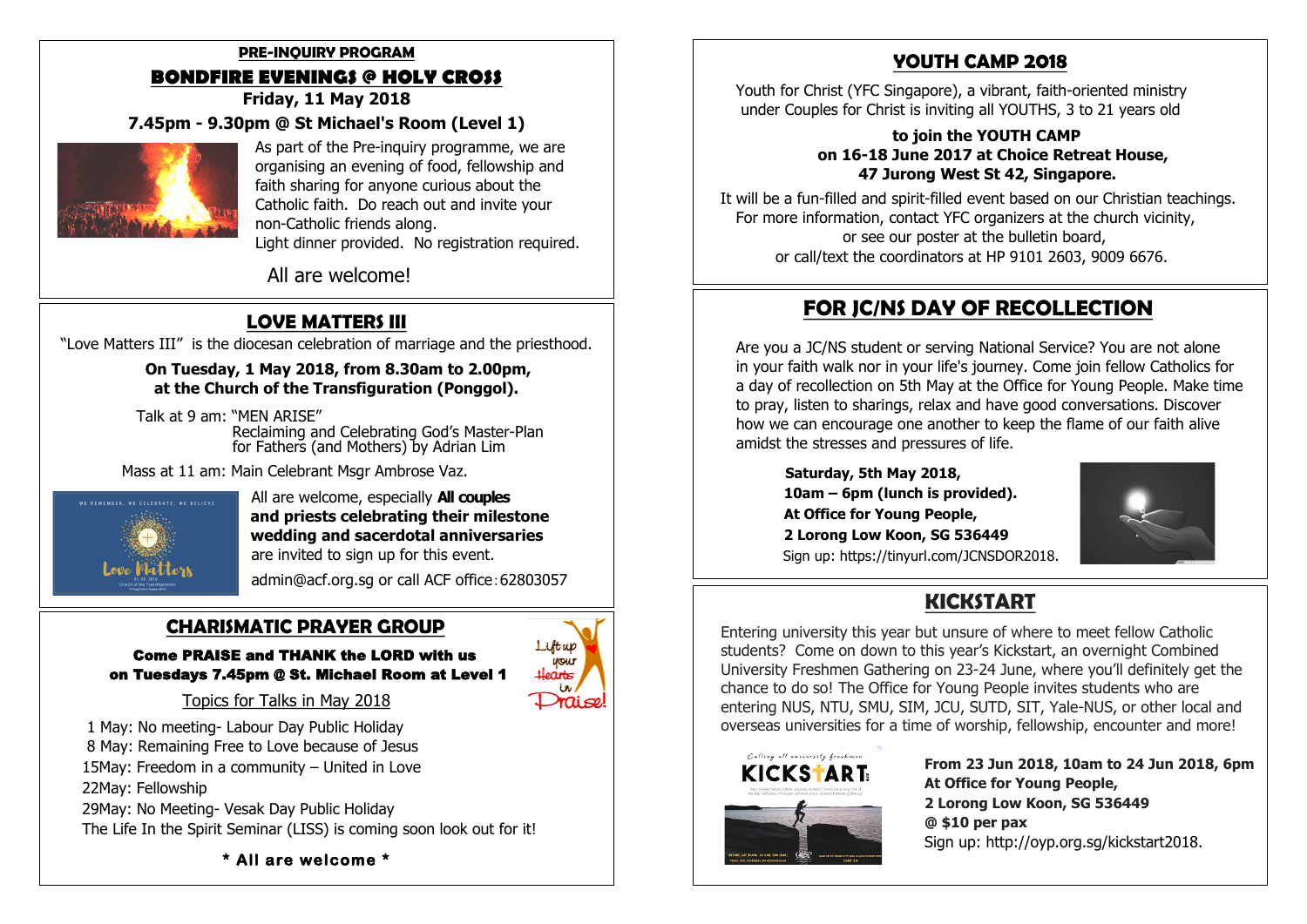**PRE-INQUIRY PROGRAM**

## BONDFIRE EVENINGS @ HOLY CROSS

**Friday, 11 May 2018**

**7.45pm - 9.30pm @ St Michael's Room (Level 1)**

As part of the Pre-inquiry programme, we are organising an evening of food, fellowship and faith sharing for anyone curious about the Catholic faith. Do reach out and invite your non-Catholic friends along.
Light dinner provided. No registration required.

All are welcome!

## LOVE MATTERS III

"Love Matters III" is the diocesan celebration of marriage and the priesthood.

**On Tuesday, 1 May 2018, from 8.30am to 2.00pm, at the Church of the Transfiguration (Ponggol).**

Talk at 9 am: "MEN ARISE"
Reclaiming and Celebrating God's Master-Plan for Fathers (and Mothers) by Adrian Lim

Mass at 11 am: Main Celebrant Msgr Ambrose Vaz.

All are welcome, especially **All couples and priests celebrating their milestone wedding and sacerdotal anniversaries** are invited to sign up for this event.

admin@acf.org.sg or call ACF office：62803057

## CHARISMATIC PRAYER GROUP

**Come PRAISE and THANK the LORD with us on Tuesdays 7.45pm @ St. Michael Room at Level 1**

Topics for Talks in May 2018

1 May: No meeting- Labour Day Public Holiday
8 May: Remaining Free to Love because of Jesus
15May: Freedom in a community – United in Love
22May: Fellowship
29May: No Meeting- Vesak Day Public Holiday
The Life In the Spirit Seminar (LISS) is coming soon look out for it!

**\* All are welcome \***

## YOUTH CAMP 2018

Youth for Christ (YFC Singapore), a vibrant, faith-oriented ministry under Couples for Christ is inviting all YOUTHS, 3 to 21 years old

**to join the YOUTH CAMP on 16-18 June 2017 at Choice Retreat House, 47 Jurong West St 42, Singapore.**

It will be a fun-filled and spirit-filled event based on our Christian teachings. For more information, contact YFC organizers at the church vicinity, or see our poster at the bulletin board, or call/text the coordinators at HP 9101 2603, 9009 6676.

## FOR JC/NS DAY OF RECOLLECTION

Are you a JC/NS student or serving National Service? You are not alone in your faith walk nor in your life's journey. Come join fellow Catholics for a day of recollection on 5th May at the Office for Young People. Make time to pray, listen to sharings, relax and have good conversations. Discover how we can encourage one another to keep the flame of our faith alive amidst the stresses and pressures of life.

**Saturday, 5th May 2018,**
**10am – 6pm (lunch is provided).**
**At Office for Young People,**
**2 Lorong Low Koon, SG 536449**
Sign up: https://tinyurl.com/JCNSDOR2018.

## KICKSTART

Entering university this year but unsure of where to meet fellow Catholic students? Come on down to this year's Kickstart, an overnight Combined University Freshmen Gathering on 23-24 June, where you'll definitely get the chance to do so! The Office for Young People invites students who are entering NUS, NTU, SMU, SIM, JCU, SUTD, SIT, Yale-NUS, or other local and overseas universities for a time of worship, fellowship, encounter and more!

**From 23 Jun 2018, 10am to 24 Jun 2018, 6pm**
**At Office for Young People,**
**2 Lorong Low Koon, SG 536449**
**@ $10 per pax**
Sign up: http://oyp.org.sg/kickstart2018.